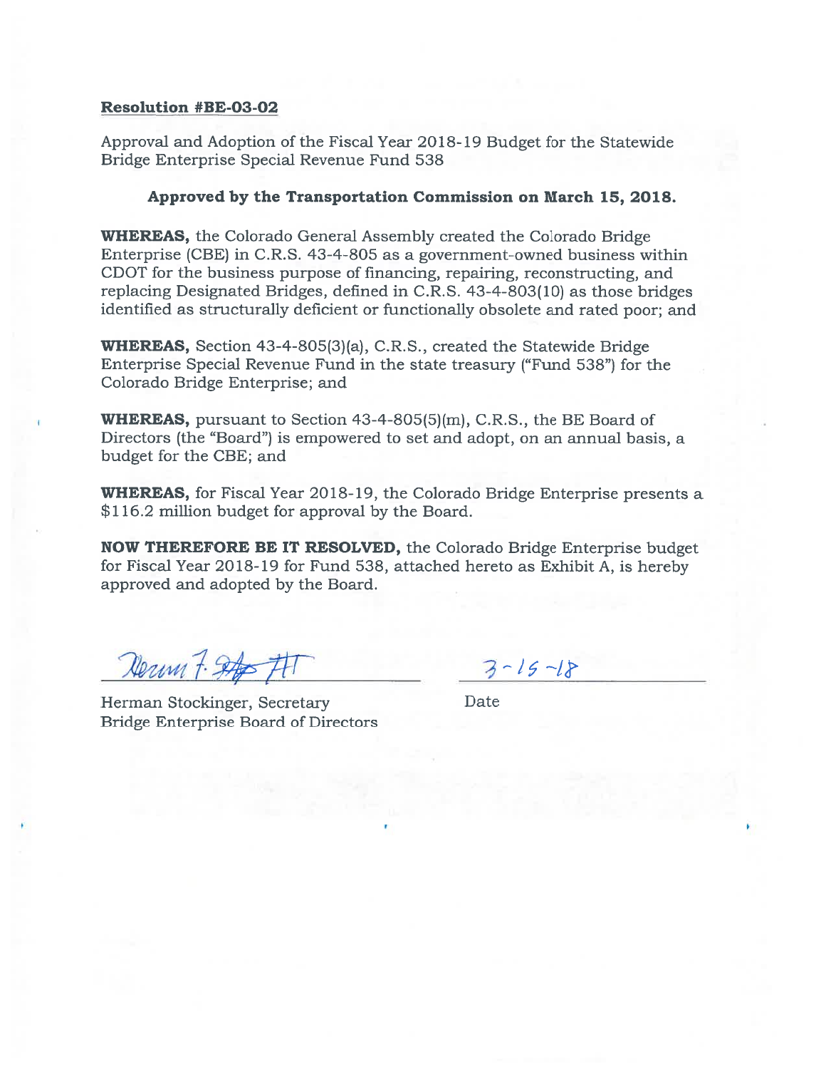**Resolution #BE-03-02**

Approval and Adoption of the Fiscal Year 2018-19 Budget for the Statewide Bridge Enterprise Special Revenue Fund 538

**Approved by the Transportation Commission on March 15, 2018.**

**WHEREAS,** the Colorado General Assembly created the Colorado Bridge Enterprise (CBE) in C.R.S. 43-4-805 as a government-owned business within CDOT for the business purpose of financing, repairing, reconstructing, and replacing Designated Bridges, defined in C.R.S. 43-4-803(10) as those bridges identified as structurally deficient or functionally obsolete and rated poor; and

**WHEREAS,** Section 43-4-805(3)(a), C.R.S., created the Statewide Bridge Enterprise Special Revenue Fund in the state treasury ("Fund 538") for the Colorado Bridge Enterprise; and

**WHEREAS,** pursuant to Section 43-4-805(5)(m), C.R.S., the BE Board of Directors (the "Board") is empowered to set and adopt, on an annual basis, a budget for the CBE; and

**WHEREAS,** for Fiscal Year 2018-19, the Colorado Bridge Enterprise presents a $116.2 million budget for approval by the Board.

**NOW THEREFORE BE IT RESOLVED,** the Colorado Bridge Enterprise budget for Fiscal Year 2018-19 for Fund 538, attached hereto as Exhibit A, is hereby approved and adopted by the Board.

Herman Stockinger, Secretary
Bridge Enterprise Board of Directors

3-15-18
Date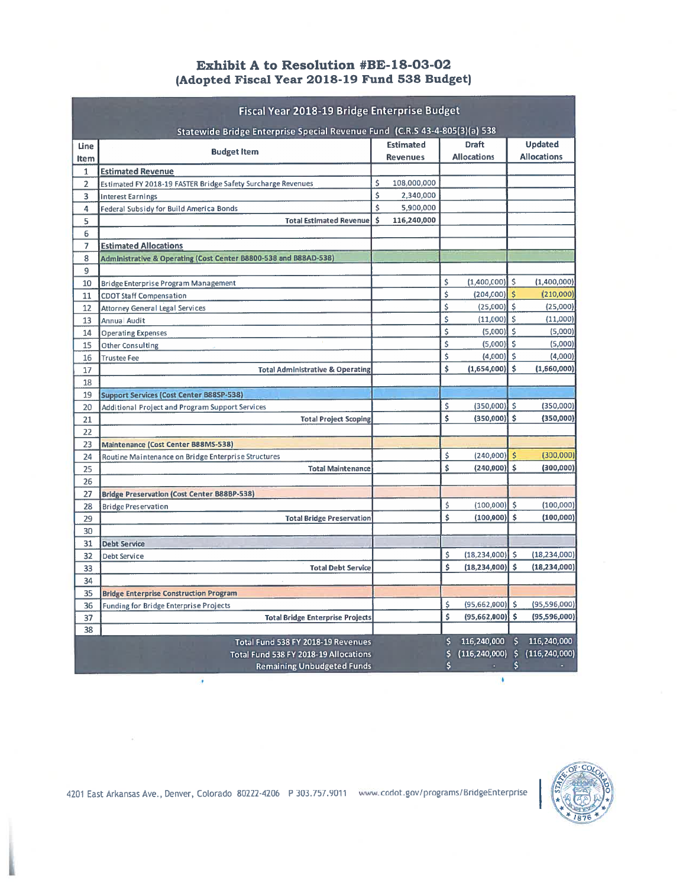# Exhibit A to Resolution #BE-18-03-02
## (Adopted Fiscal Year 2018-19 Fund 538 Budget)

| Fiscal Year 2018-19 Bridge Enterprise Budget | | | | |
|---|---|---|---|---|
| Statewide Bridge Enterprise Special Revenue Fund (C.R.S 43-4-805(3)(a) 538 | | | | |
| **Line Item** | **Budget Item** | **Estimated Revenues** | **Draft Allocations** | **Updated Allocations** |
| 1 | **Estimated Revenue** | | | |
| 2 | Estimated FY 2018-19 FASTER Bridge Safety Surcharge Revenues | $ 108,000,000 | | |
| 3 | Interest Earnings | $ 2,340,000 | | |
| 4 | Federal Subsidy for Build America Bonds | $ 5,900,000 | | |
| 5 | **Total Estimated Revenue** | **$ 116,240,000** | | |
| 6 | | | | |
| 7 | **Estimated Allocations** | | | |
| 8 | **Administrative & Operating (Cost Center B8800-538 and B88AD-538)** | | | |
| 9 | | | | |
| 10 | Bridge Enterprise Program Management | | $ (1,400,000) | $ (1,400,000) |
| 11 | CDOT Staff Compensation | | $ (204,000) | $ (210,000) |
| 12 | Attorney General Legal Services | | $ (25,000) | $ (25,000) |
| 13 | Annual Audit | | $ (11,000) | $ (11,000) |
| 14 | Operating Expenses | | $ (5,000) | $ (5,000) |
| 15 | Other Consulting | | $ (5,000) | $ (5,000) |
| 16 | Trustee Fee | | $ (4,000) | $ (4,000) |
| 17 | **Total Administrative & Operating** | | **$ (1,654,000)** | **$ (1,660,000)** |
| 18 | | | | |
| 19 | **Support Services (Cost Center B88SP-538)** | | | |
| 20 | Additional Project and Program Support Services | | $ (350,000) | $ (350,000) |
| 21 | **Total Project Scoping** | | **$ (350,000)** | **$ (350,000)** |
| 22 | | | | |
| 23 | **Maintenance (Cost Center B88MS-538)** | | | |
| 24 | Routine Maintenance on Bridge Enterprise Structures | | $ (240,000) | $ (300,000) |
| 25 | **Total Maintenance** | | **$ (240,000)** | **$ (300,000)** |
| 26 | | | | |
| 27 | **Bridge Preservation (Cost Center B88BP-538)** | | | |
| 28 | Bridge Preservation | | $ (100,000) | $ (100,000) |
| 29 | **Total Bridge Preservation** | | **$ (100,000)** | **$ (100,000)** |
| 30 | | | | |
| 31 | **Debt Service** | | | |
| 32 | Debt Service | | $ (18,234,000) | $ (18,234,000) |
| 33 | **Total Debt Service** | | **$ (18,234,000)** | **$ (18,234,000)** |
| 34 | | | | |
| 35 | **Bridge Enterprise Construction Program** | | | |
| 36 | Funding for Bridge Enterprise Projects | | $ (95,662,000) | $ (95,596,000) |
| 37 | **Total Bridge Enterprise Projects** | | **$ (95,662,000)** | **$ (95,596,000)** |
| 38 | | | | |
| | **Total Fund 538 FY 2018-19 Revenues** | | $ 116,240,000 | $ 116,240,000 |
| | **Total Fund 538 FY 2018-19 Allocations** | | $ (116,240,000) | $ (116,240,000) |
| | **Remaining Unbudgeted Funds** | | $ - | $ - |

4201 East Arkansas Ave., Denver, Colorado 80222-4206 P 303.757.9011 www.codot.gov/programs/BridgeEnterprise